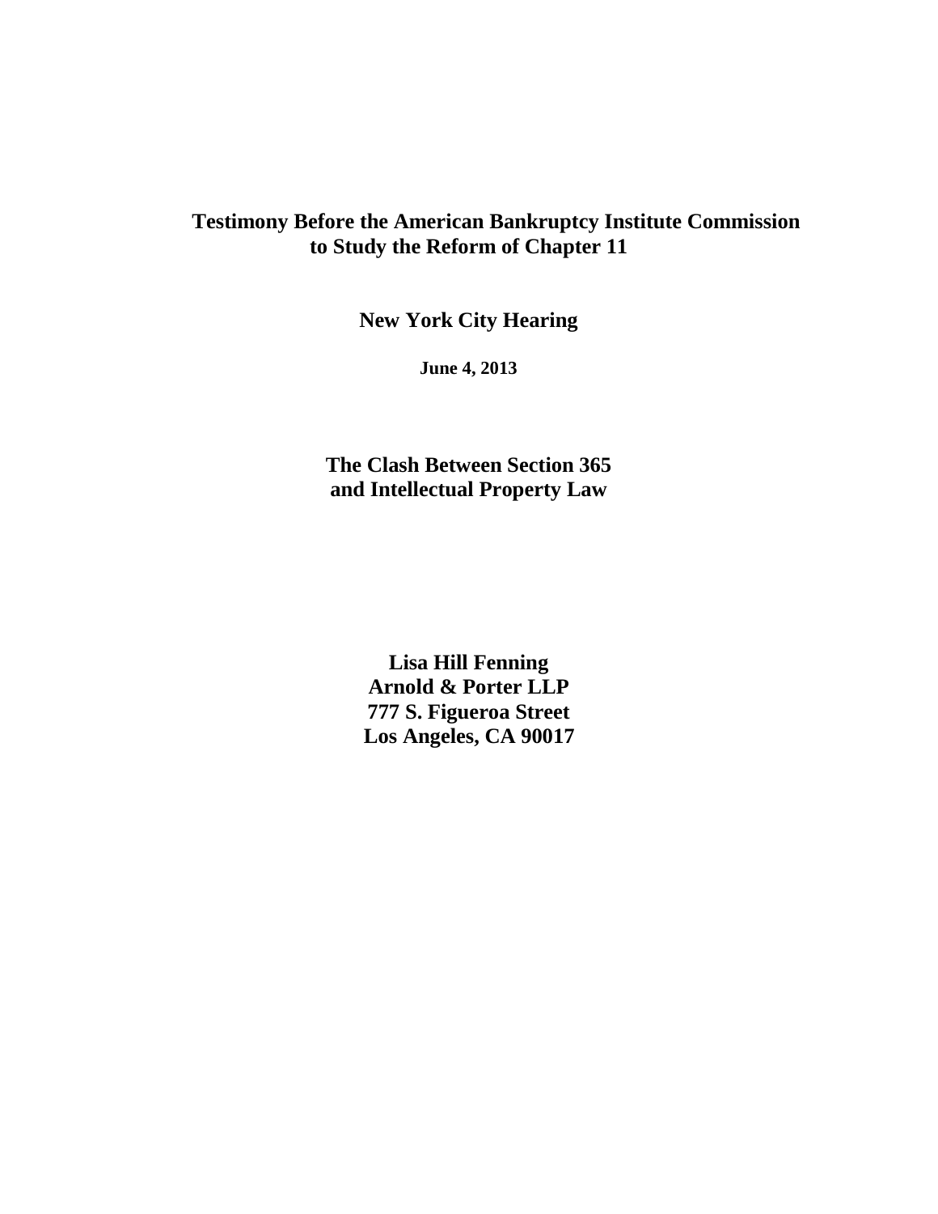# Testimony Before the American Bankruptcy Institute Commission to Study the Reform of Chapter 11

## New York City Hearing

**June 4, 2013**

## The Clash Between Section 365 and Intellectual Property Law

**Lisa Hill Fenning**
**Arnold & Porter LLP**
**777 S. Figueroa Street**
**Los Angeles, CA 90017**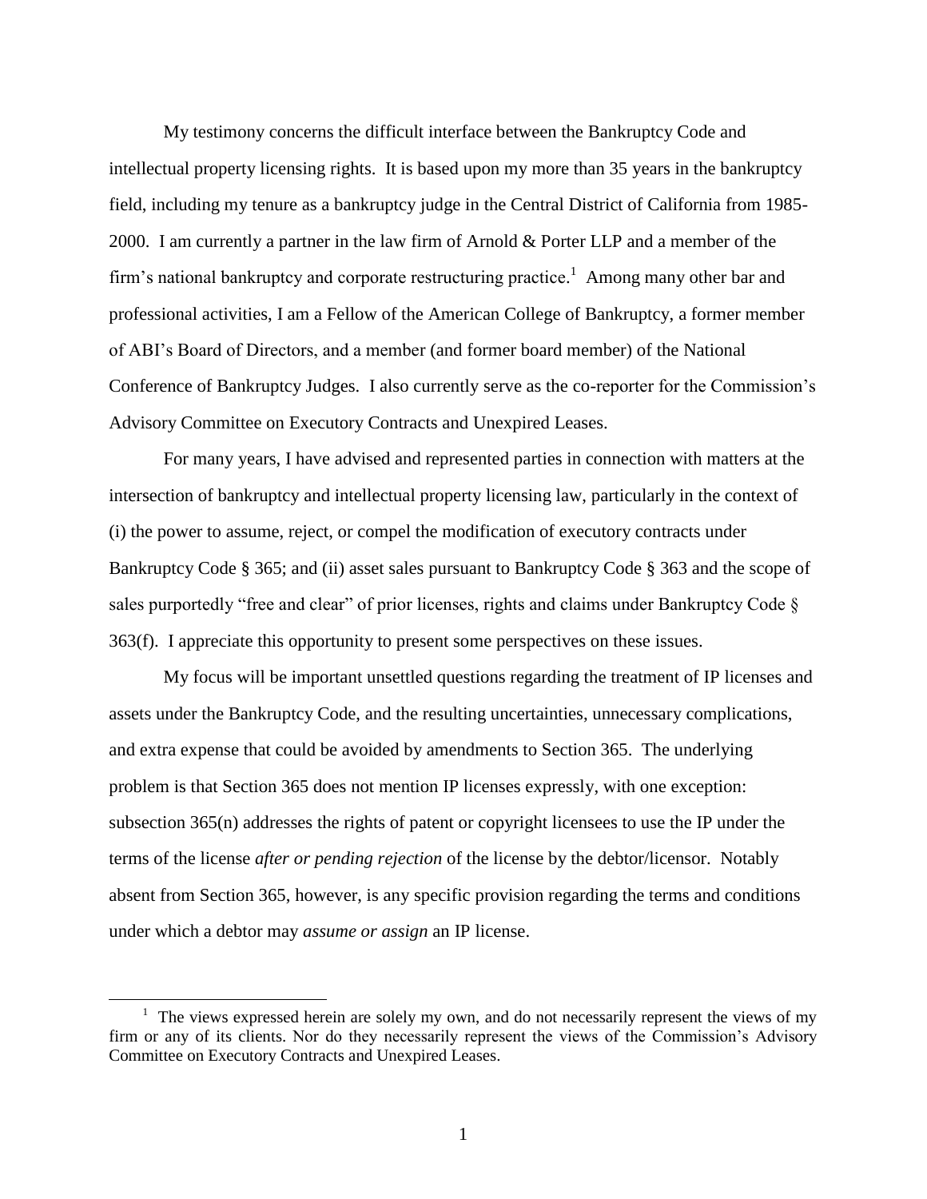My testimony concerns the difficult interface between the Bankruptcy Code and intellectual property licensing rights. It is based upon my more than 35 years in the bankruptcy field, including my tenure as a bankruptcy judge in the Central District of California from 1985-2000. I am currently a partner in the law firm of Arnold & Porter LLP and a member of the firm's national bankruptcy and corporate restructuring practice.[1] Among many other bar and professional activities, I am a Fellow of the American College of Bankruptcy, a former member of ABI's Board of Directors, and a member (and former board member) of the National Conference of Bankruptcy Judges. I also currently serve as the co-reporter for the Commission's Advisory Committee on Executory Contracts and Unexpired Leases.

For many years, I have advised and represented parties in connection with matters at the intersection of bankruptcy and intellectual property licensing law, particularly in the context of (i) the power to assume, reject, or compel the modification of executory contracts under Bankruptcy Code § 365; and (ii) asset sales pursuant to Bankruptcy Code § 363 and the scope of sales purportedly "free and clear" of prior licenses, rights and claims under Bankruptcy Code § 363(f). I appreciate this opportunity to present some perspectives on these issues.

My focus will be important unsettled questions regarding the treatment of IP licenses and assets under the Bankruptcy Code, and the resulting uncertainties, unnecessary complications, and extra expense that could be avoided by amendments to Section 365. The underlying problem is that Section 365 does not mention IP licenses expressly, with one exception: subsection 365(n) addresses the rights of patent or copyright licensees to use the IP under the terms of the license *after or pending rejection* of the license by the debtor/licensor. Notably absent from Section 365, however, is any specific provision regarding the terms and conditions under which a debtor may *assume or assign* an IP license.

[1] The views expressed herein are solely my own, and do not necessarily represent the views of my firm or any of its clients. Nor do they necessarily represent the views of the Commission's Advisory Committee on Executory Contracts and Unexpired Leases.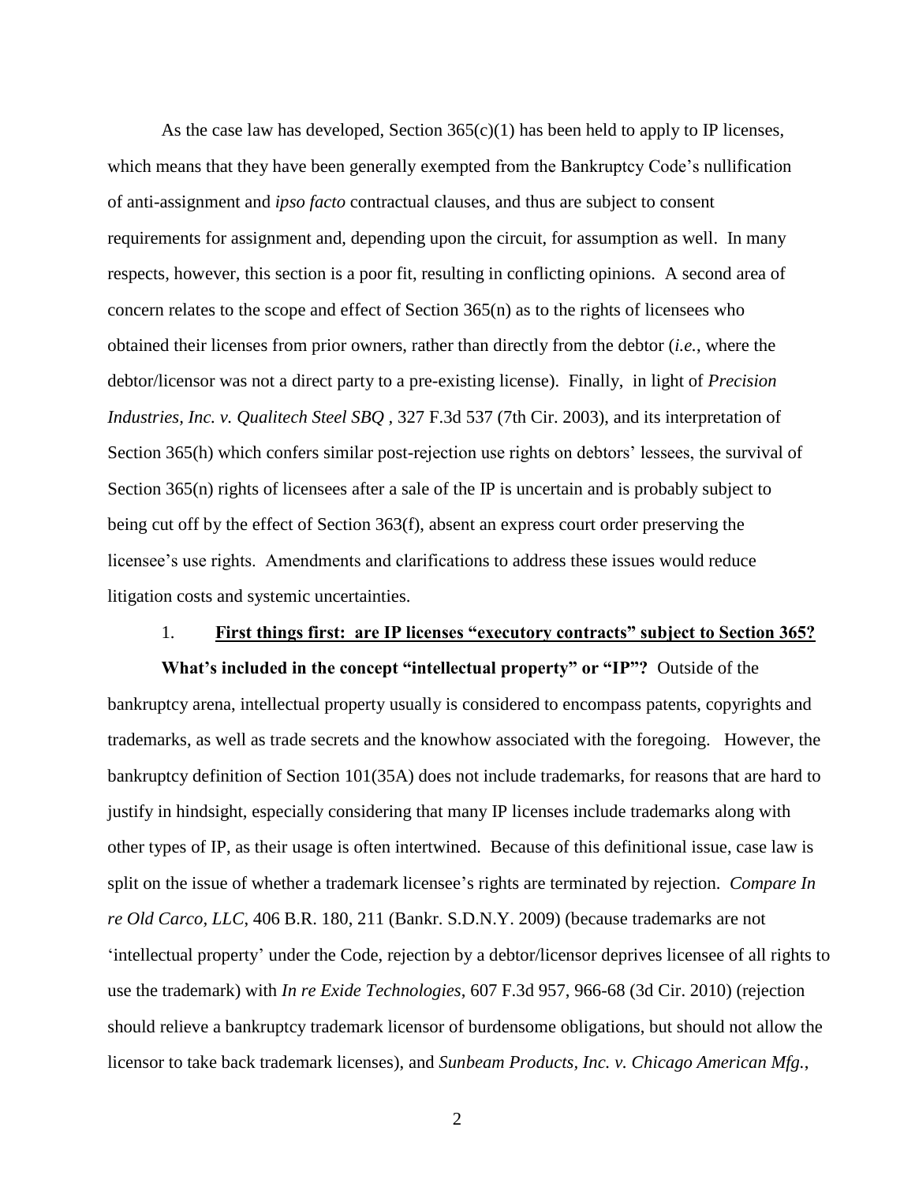As the case law has developed, Section 365(c)(1) has been held to apply to IP licenses, which means that they have been generally exempted from the Bankruptcy Code's nullification of anti-assignment and *ipso facto* contractual clauses, and thus are subject to consent requirements for assignment and, depending upon the circuit, for assumption as well. In many respects, however, this section is a poor fit, resulting in conflicting opinions. A second area of concern relates to the scope and effect of Section 365(n) as to the rights of licensees who obtained their licenses from prior owners, rather than directly from the debtor (*i.e.*, where the debtor/licensor was not a direct party to a pre-existing license). Finally, in light of *Precision Industries, Inc. v. Qualitech Steel SBQ* , 327 F.3d 537 (7th Cir. 2003), and its interpretation of Section 365(h) which confers similar post-rejection use rights on debtors' lessees, the survival of Section 365(n) rights of licensees after a sale of the IP is uncertain and is probably subject to being cut off by the effect of Section 363(f), absent an express court order preserving the licensee's use rights. Amendments and clarifications to address these issues would reduce litigation costs and systemic uncertainties.

1. **<u>First things first: are IP licenses "executory contracts" subject to Section 365?</u>**

**What's included in the concept "intellectual property" or "IP"?** Outside of the bankruptcy arena, intellectual property usually is considered to encompass patents, copyrights and trademarks, as well as trade secrets and the knowhow associated with the foregoing. However, the bankruptcy definition of Section 101(35A) does not include trademarks, for reasons that are hard to justify in hindsight, especially considering that many IP licenses include trademarks along with other types of IP, as their usage is often intertwined. Because of this definitional issue, case law is split on the issue of whether a trademark licensee's rights are terminated by rejection. *Compare In re Old Carco, LLC*, 406 B.R. 180, 211 (Bankr. S.D.N.Y. 2009) (because trademarks are not 'intellectual property' under the Code, rejection by a debtor/licensor deprives licensee of all rights to use the trademark) with *In re Exide Technologies*, 607 F.3d 957, 966-68 (3d Cir. 2010) (rejection should relieve a bankruptcy trademark licensor of burdensome obligations, but should not allow the licensor to take back trademark licenses), and *Sunbeam Products, Inc. v. Chicago American Mfg.*,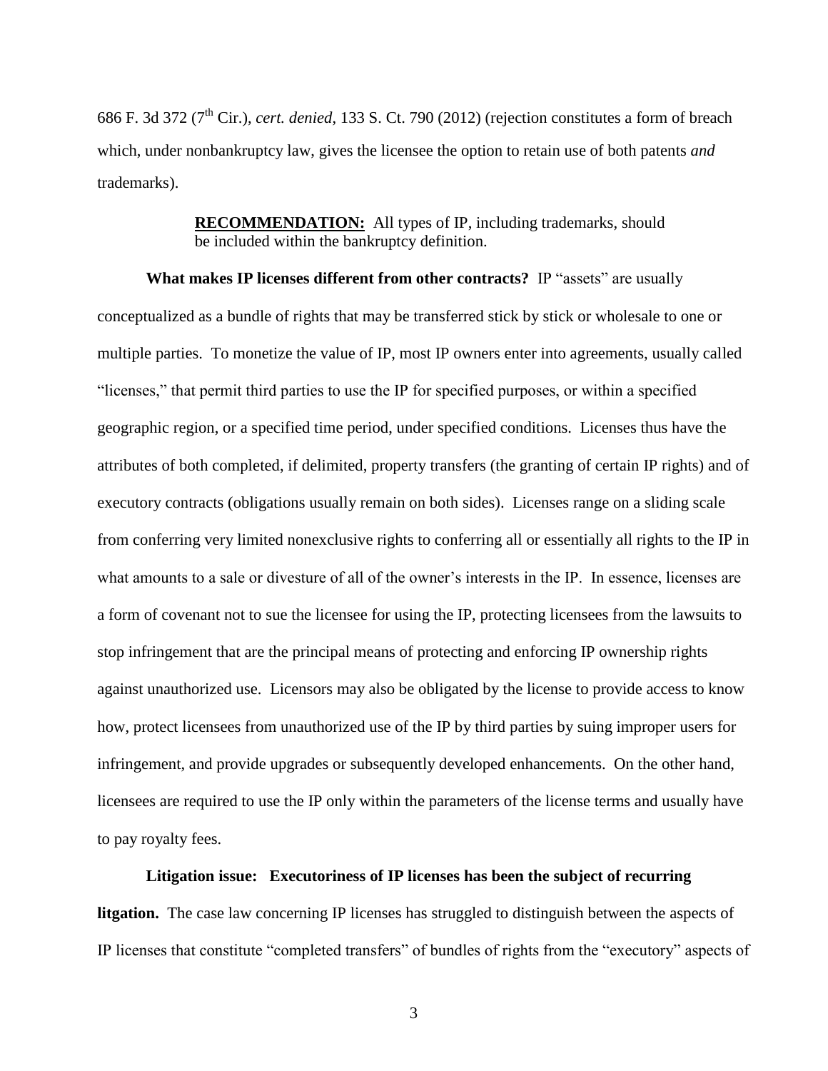686 F. 3d 372 (7th Cir.), *cert. denied*, 133 S. Ct. 790 (2012) (rejection constitutes a form of breach which, under nonbankruptcy law, gives the licensee the option to retain use of both patents *and* trademarks).

> **RECOMMENDATION:** All types of IP, including trademarks, should be included within the bankruptcy definition.

**What makes IP licenses different from other contracts?** IP "assets" are usually conceptualized as a bundle of rights that may be transferred stick by stick or wholesale to one or multiple parties. To monetize the value of IP, most IP owners enter into agreements, usually called "licenses," that permit third parties to use the IP for specified purposes, or within a specified geographic region, or a specified time period, under specified conditions. Licenses thus have the attributes of both completed, if delimited, property transfers (the granting of certain IP rights) and of executory contracts (obligations usually remain on both sides). Licenses range on a sliding scale from conferring very limited nonexclusive rights to conferring all or essentially all rights to the IP in what amounts to a sale or divesture of all of the owner's interests in the IP. In essence, licenses are a form of covenant not to sue the licensee for using the IP, protecting licensees from the lawsuits to stop infringement that are the principal means of protecting and enforcing IP ownership rights against unauthorized use. Licensors may also be obligated by the license to provide access to know how, protect licensees from unauthorized use of the IP by third parties by suing improper users for infringement, and provide upgrades or subsequently developed enhancements. On the other hand, licensees are required to use the IP only within the parameters of the license terms and usually have to pay royalty fees.

**Litigation issue: Executoriness of IP licenses has been the subject of recurring litgation.** The case law concerning IP licenses has struggled to distinguish between the aspects of IP licenses that constitute "completed transfers" of bundles of rights from the "executory" aspects of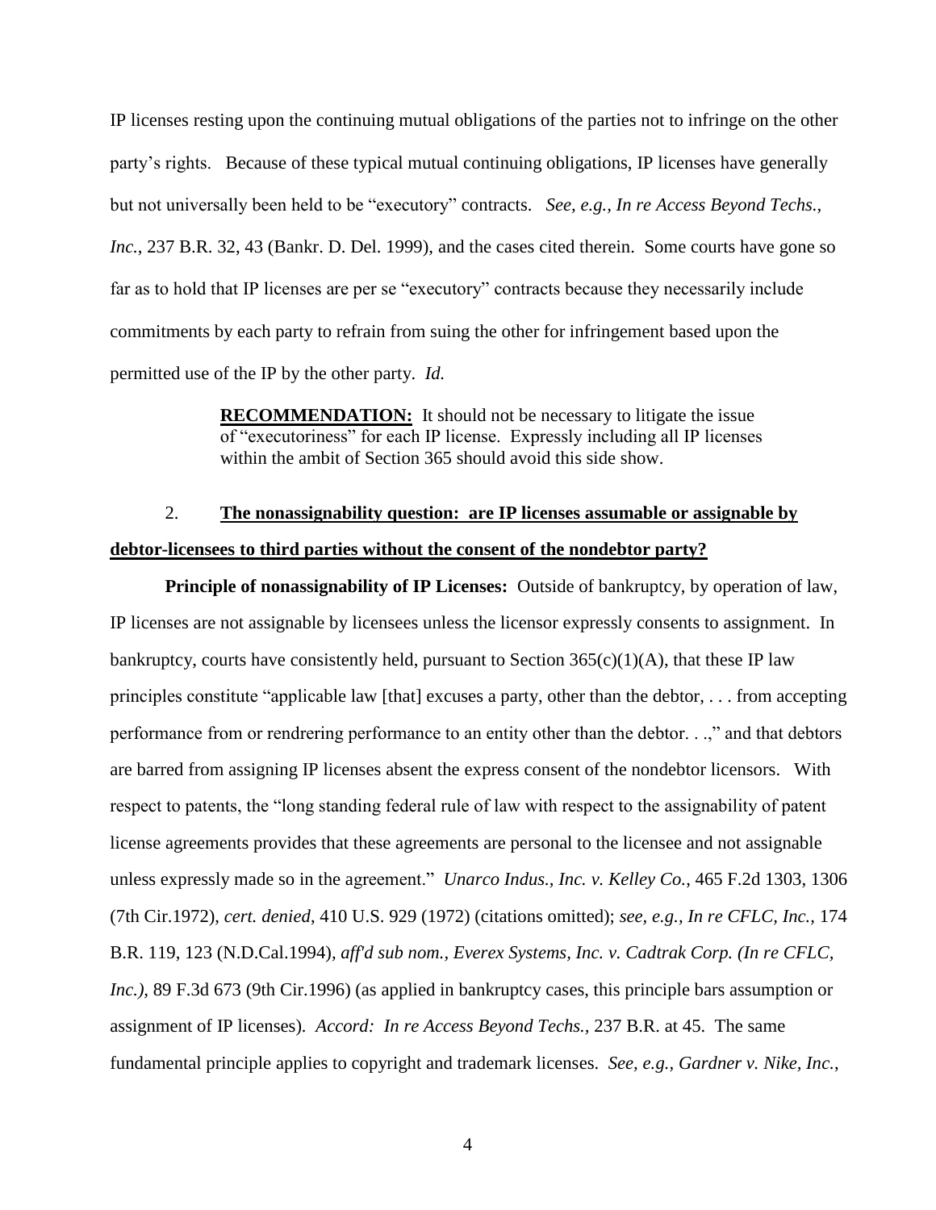IP licenses resting upon the continuing mutual obligations of the parties not to infringe on the other party's rights. Because of these typical mutual continuing obligations, IP licenses have generally but not universally been held to be "executory" contracts. *See, e.g., In re Access Beyond Techs., Inc.*, 237 B.R. 32, 43 (Bankr. D. Del. 1999), and the cases cited therein. Some courts have gone so far as to hold that IP licenses are per se "executory" contracts because they necessarily include commitments by each party to refrain from suing the other for infringement based upon the permitted use of the IP by the other party. *Id.*

> **RECOMMENDATION:** It should not be necessary to litigate the issue of "executoriness" for each IP license. Expressly including all IP licenses within the ambit of Section 365 should avoid this side show.

2. **The nonassignability question: are IP licenses assumable or assignable by debtor-licensees to third parties without the consent of the nondebtor party?**

**Principle of nonassignability of IP Licenses:** Outside of bankruptcy, by operation of law, IP licenses are not assignable by licensees unless the licensor expressly consents to assignment. In bankruptcy, courts have consistently held, pursuant to Section 365(c)(1)(A), that these IP law principles constitute "applicable law [that] excuses a party, other than the debtor, . . . from accepting performance from or rendrering performance to an entity other than the debtor. . .," and that debtors are barred from assigning IP licenses absent the express consent of the nondebtor licensors. With respect to patents, the "long standing federal rule of law with respect to the assignability of patent license agreements provides that these agreements are personal to the licensee and not assignable unless expressly made so in the agreement." *Unarco Indus., Inc. v. Kelley Co.*, 465 F.2d 1303, 1306 (7th Cir.1972), *cert. denied*, 410 U.S. 929 (1972) (citations omitted); *see, e.g., In re CFLC, Inc.*, 174 B.R. 119, 123 (N.D.Cal.1994), *aff'd sub nom., Everex Systems, Inc. v. Cadtrak Corp. (In re CFLC, Inc.)*, 89 F.3d 673 (9th Cir.1996) (as applied in bankruptcy cases, this principle bars assumption or assignment of IP licenses). *Accord: In re Access Beyond Techs.*, 237 B.R. at 45. The same fundamental principle applies to copyright and trademark licenses. *See, e.g., Gardner v. Nike, Inc.*,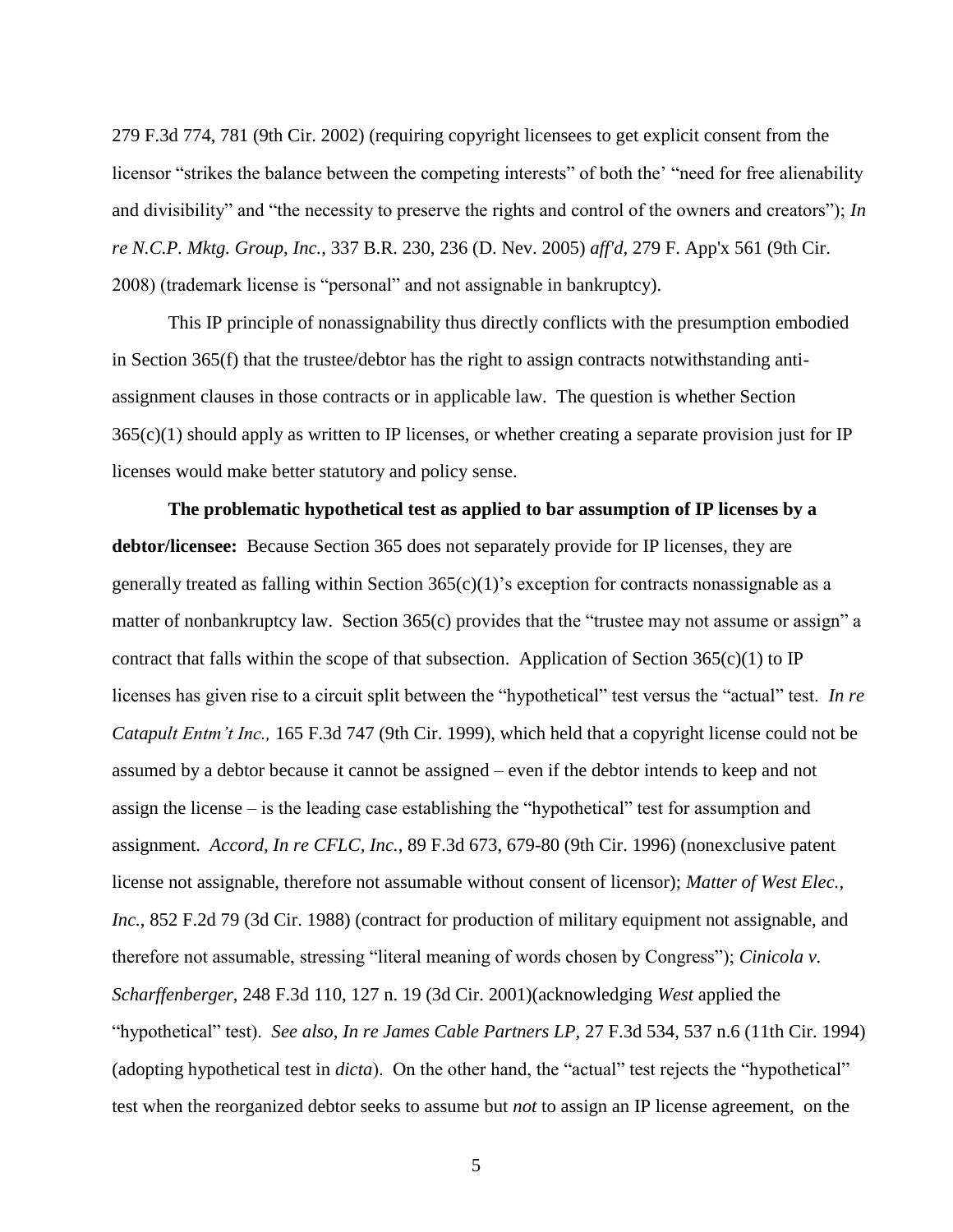279 F.3d 774, 781 (9th Cir. 2002) (requiring copyright licensees to get explicit consent from the licensor "strikes the balance between the competing interests" of both the' "need for free alienability and divisibility" and "the necessity to preserve the rights and control of the owners and creators"); *In re N.C.P. Mktg. Group, Inc.*, 337 B.R. 230, 236 (D. Nev. 2005) *aff'd*, 279 F. App'x 561 (9th Cir. 2008) (trademark license is "personal" and not assignable in bankruptcy).

This IP principle of nonassignability thus directly conflicts with the presumption embodied in Section 365(f) that the trustee/debtor has the right to assign contracts notwithstanding anti-assignment clauses in those contracts or in applicable law. The question is whether Section 365(c)(1) should apply as written to IP licenses, or whether creating a separate provision just for IP licenses would make better statutory and policy sense.

**The problematic hypothetical test as applied to bar assumption of IP licenses by a debtor/licensee:** Because Section 365 does not separately provide for IP licenses, they are generally treated as falling within Section 365(c)(1)'s exception for contracts nonassignable as a matter of nonbankruptcy law. Section 365(c) provides that the "trustee may not assume or assign" a contract that falls within the scope of that subsection. Application of Section 365(c)(1) to IP licenses has given rise to a circuit split between the "hypothetical" test versus the "actual" test. *In re Catapult Entm't Inc.,* 165 F.3d 747 (9th Cir. 1999), which held that a copyright license could not be assumed by a debtor because it cannot be assigned – even if the debtor intends to keep and not assign the license – is the leading case establishing the "hypothetical" test for assumption and assignment. *Accord, In re CFLC, Inc.*, 89 F.3d 673, 679-80 (9th Cir. 1996) (nonexclusive patent license not assignable, therefore not assumable without consent of licensor); *Matter of West Elec., Inc.*, 852 F.2d 79 (3d Cir. 1988) (contract for production of military equipment not assignable, and therefore not assumable, stressing "literal meaning of words chosen by Congress"); *Cinicola v. Scharffenberger*, 248 F.3d 110, 127 n. 19 (3d Cir. 2001)(acknowledging *West* applied the "hypothetical" test). *See also, In re James Cable Partners LP,* 27 F.3d 534, 537 n.6 (11th Cir. 1994) (adopting hypothetical test in *dicta*). On the other hand, the "actual" test rejects the "hypothetical" test when the reorganized debtor seeks to assume but *not* to assign an IP license agreement, on the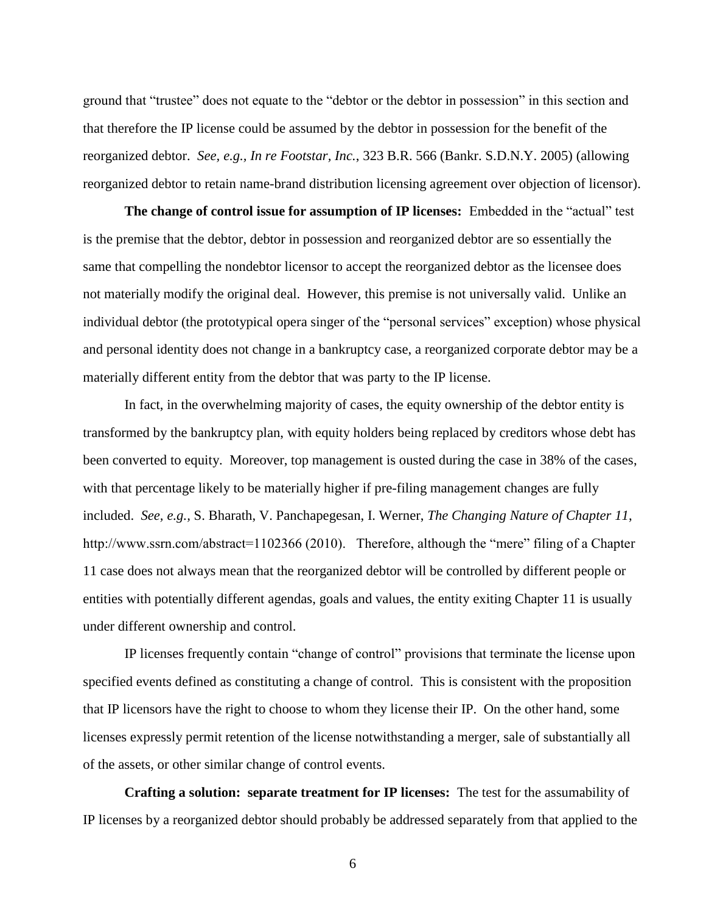ground that "trustee" does not equate to the "debtor or the debtor in possession" in this section and that therefore the IP license could be assumed by the debtor in possession for the benefit of the reorganized debtor. *See, e.g., In re Footstar, Inc.*, 323 B.R. 566 (Bankr. S.D.N.Y. 2005) (allowing reorganized debtor to retain name-brand distribution licensing agreement over objection of licensor).

**The change of control issue for assumption of IP licenses:** Embedded in the "actual" test is the premise that the debtor, debtor in possession and reorganized debtor are so essentially the same that compelling the nondebtor licensor to accept the reorganized debtor as the licensee does not materially modify the original deal. However, this premise is not universally valid. Unlike an individual debtor (the prototypical opera singer of the "personal services" exception) whose physical and personal identity does not change in a bankruptcy case, a reorganized corporate debtor may be a materially different entity from the debtor that was party to the IP license.

In fact, in the overwhelming majority of cases, the equity ownership of the debtor entity is transformed by the bankruptcy plan, with equity holders being replaced by creditors whose debt has been converted to equity. Moreover, top management is ousted during the case in 38% of the cases, with that percentage likely to be materially higher if pre-filing management changes are fully included. *See, e.g.,* S. Bharath, V. Panchapegesan, I. Werner, *The Changing Nature of Chapter 11*, http://www.ssrn.com/abstract=1102366 (2010). Therefore, although the "mere" filing of a Chapter 11 case does not always mean that the reorganized debtor will be controlled by different people or entities with potentially different agendas, goals and values, the entity exiting Chapter 11 is usually under different ownership and control.

IP licenses frequently contain "change of control" provisions that terminate the license upon specified events defined as constituting a change of control. This is consistent with the proposition that IP licensors have the right to choose to whom they license their IP. On the other hand, some licenses expressly permit retention of the license notwithstanding a merger, sale of substantially all of the assets, or other similar change of control events.

**Crafting a solution: separate treatment for IP licenses:** The test for the assumability of IP licenses by a reorganized debtor should probably be addressed separately from that applied to the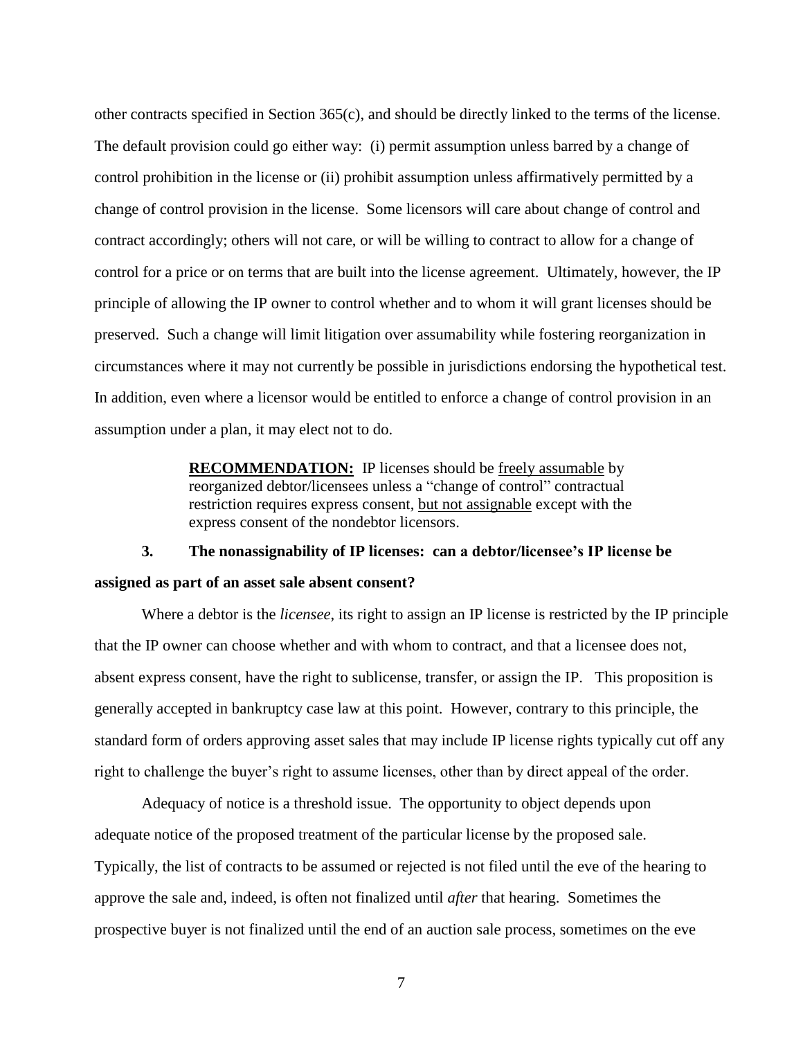other contracts specified in Section 365(c), and should be directly linked to the terms of the license. The default provision could go either way: (i) permit assumption unless barred by a change of control prohibition in the license or (ii) prohibit assumption unless affirmatively permitted by a change of control provision in the license. Some licensors will care about change of control and contract accordingly; others will not care, or will be willing to contract to allow for a change of control for a price or on terms that are built into the license agreement. Ultimately, however, the IP principle of allowing the IP owner to control whether and to whom it will grant licenses should be preserved. Such a change will limit litigation over assumability while fostering reorganization in circumstances where it may not currently be possible in jurisdictions endorsing the hypothetical test. In addition, even where a licensor would be entitled to enforce a change of control provision in an assumption under a plan, it may elect not to do.

> **RECOMMENDATION:** IP licenses should be freely assumable by reorganized debtor/licensees unless a "change of control" contractual restriction requires express consent, but not assignable except with the express consent of the nondebtor licensors.

**3. The nonassignability of IP licenses: can a debtor/licensee's IP license be assigned as part of an asset sale absent consent?**

Where a debtor is the *licensee*, its right to assign an IP license is restricted by the IP principle that the IP owner can choose whether and with whom to contract, and that a licensee does not, absent express consent, have the right to sublicense, transfer, or assign the IP. This proposition is generally accepted in bankruptcy case law at this point. However, contrary to this principle, the standard form of orders approving asset sales that may include IP license rights typically cut off any right to challenge the buyer's right to assume licenses, other than by direct appeal of the order.

Adequacy of notice is a threshold issue. The opportunity to object depends upon adequate notice of the proposed treatment of the particular license by the proposed sale. Typically, the list of contracts to be assumed or rejected is not filed until the eve of the hearing to approve the sale and, indeed, is often not finalized until *after* that hearing. Sometimes the prospective buyer is not finalized until the end of an auction sale process, sometimes on the eve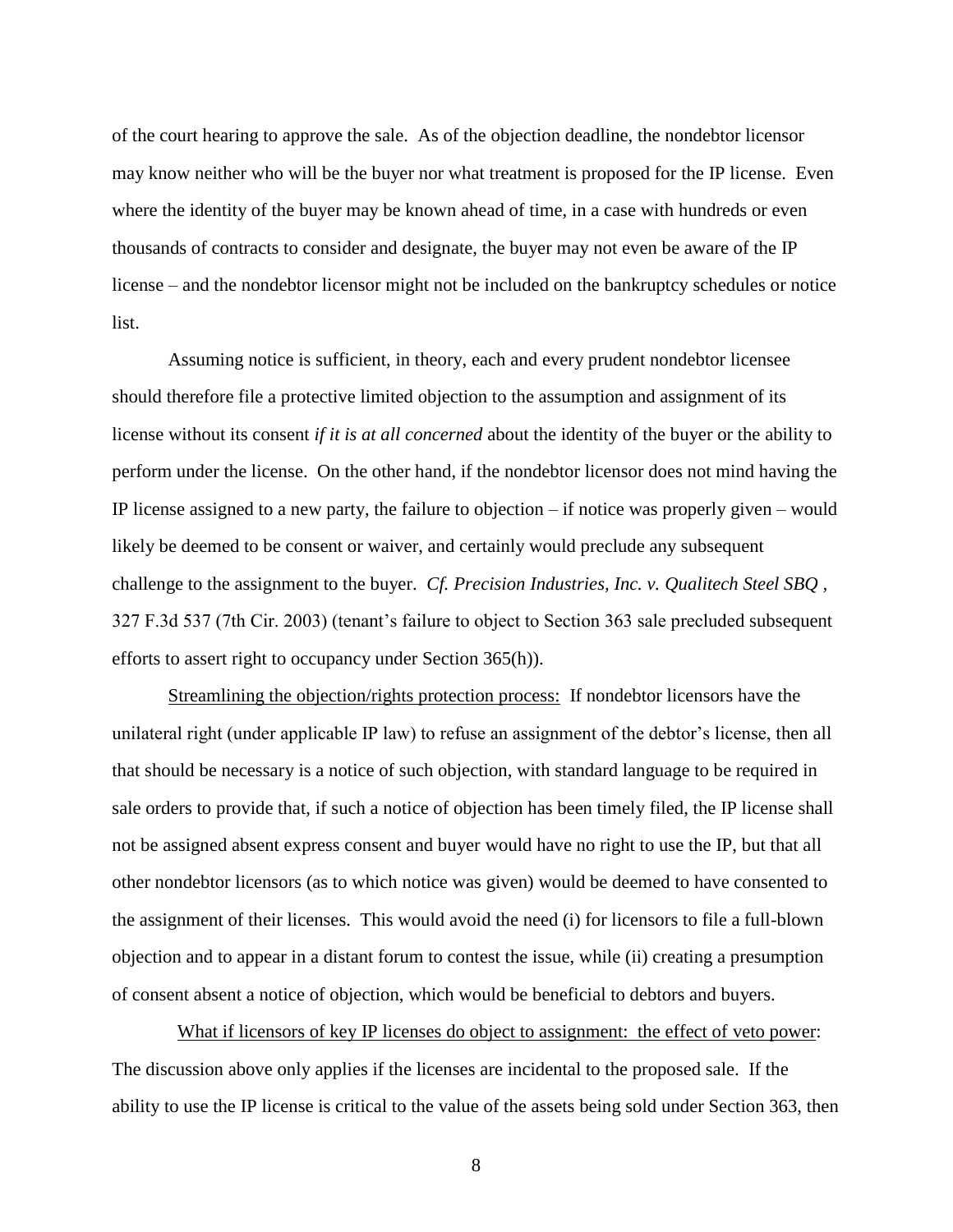of the court hearing to approve the sale. As of the objection deadline, the nondebtor licensor may know neither who will be the buyer nor what treatment is proposed for the IP license. Even where the identity of the buyer may be known ahead of time, in a case with hundreds or even thousands of contracts to consider and designate, the buyer may not even be aware of the IP license – and the nondebtor licensor might not be included on the bankruptcy schedules or notice list.

Assuming notice is sufficient, in theory, each and every prudent nondebtor licensee should therefore file a protective limited objection to the assumption and assignment of its license without its consent *if it is at all concerned* about the identity of the buyer or the ability to perform under the license. On the other hand, if the nondebtor licensor does not mind having the IP license assigned to a new party, the failure to objection – if notice was properly given – would likely be deemed to be consent or waiver, and certainly would preclude any subsequent challenge to the assignment to the buyer. *Cf. Precision Industries, Inc. v. Qualitech Steel SBQ* , 327 F.3d 537 (7th Cir. 2003) (tenant's failure to object to Section 363 sale precluded subsequent efforts to assert right to occupancy under Section 365(h)).

<u>Streamlining the objection/rights protection process:</u> If nondebtor licensors have the unilateral right (under applicable IP law) to refuse an assignment of the debtor's license, then all that should be necessary is a notice of such objection, with standard language to be required in sale orders to provide that, if such a notice of objection has been timely filed, the IP license shall not be assigned absent express consent and buyer would have no right to use the IP, but that all other nondebtor licensors (as to which notice was given) would be deemed to have consented to the assignment of their licenses. This would avoid the need (i) for licensors to file a full-blown objection and to appear in a distant forum to contest the issue, while (ii) creating a presumption of consent absent a notice of objection, which would be beneficial to debtors and buyers.

<u>What if licensors of key IP licenses do object to assignment: the effect of veto power</u>: The discussion above only applies if the licenses are incidental to the proposed sale. If the ability to use the IP license is critical to the value of the assets being sold under Section 363, then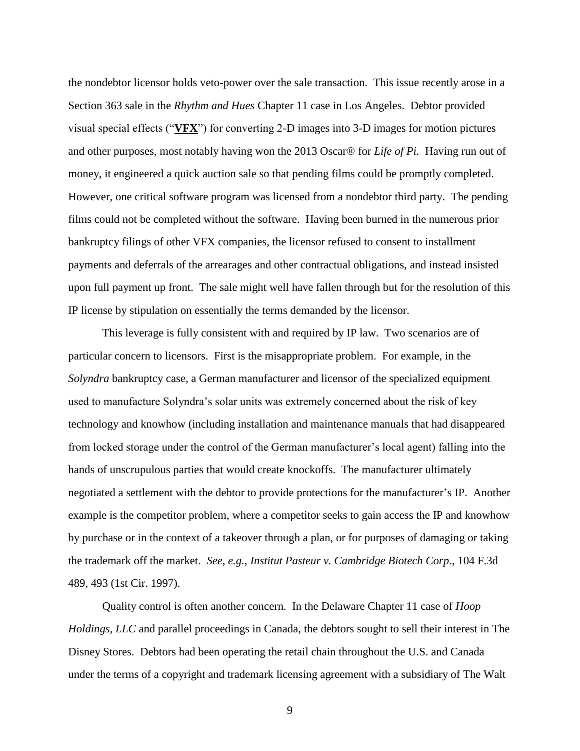the nondebtor licensor holds veto-power over the sale transaction. This issue recently arose in a Section 363 sale in the *Rhythm and Hues* Chapter 11 case in Los Angeles. Debtor provided visual special effects ("**VFX**") for converting 2-D images into 3-D images for motion pictures and other purposes, most notably having won the 2013 Oscar® for *Life of Pi.* Having run out of money, it engineered a quick auction sale so that pending films could be promptly completed. However, one critical software program was licensed from a nondebtor third party. The pending films could not be completed without the software. Having been burned in the numerous prior bankruptcy filings of other VFX companies, the licensor refused to consent to installment payments and deferrals of the arrearages and other contractual obligations, and instead insisted upon full payment up front. The sale might well have fallen through but for the resolution of this IP license by stipulation on essentially the terms demanded by the licensor.

This leverage is fully consistent with and required by IP law. Two scenarios are of particular concern to licensors. First is the misappropriate problem. For example, in the *Solyndra* bankruptcy case, a German manufacturer and licensor of the specialized equipment used to manufacture Solyndra's solar units was extremely concerned about the risk of key technology and knowhow (including installation and maintenance manuals that had disappeared from locked storage under the control of the German manufacturer's local agent) falling into the hands of unscrupulous parties that would create knockoffs. The manufacturer ultimately negotiated a settlement with the debtor to provide protections for the manufacturer's IP. Another example is the competitor problem, where a competitor seeks to gain access the IP and knowhow by purchase or in the context of a takeover through a plan, or for purposes of damaging or taking the trademark off the market. *See, e.g.*, *Institut Pasteur v. Cambridge Biotech Corp*., 104 F.3d 489, 493 (1st Cir. 1997).

Quality control is often another concern. In the Delaware Chapter 11 case of *Hoop Holdings, LLC* and parallel proceedings in Canada, the debtors sought to sell their interest in The Disney Stores. Debtors had been operating the retail chain throughout the U.S. and Canada under the terms of a copyright and trademark licensing agreement with a subsidiary of The Walt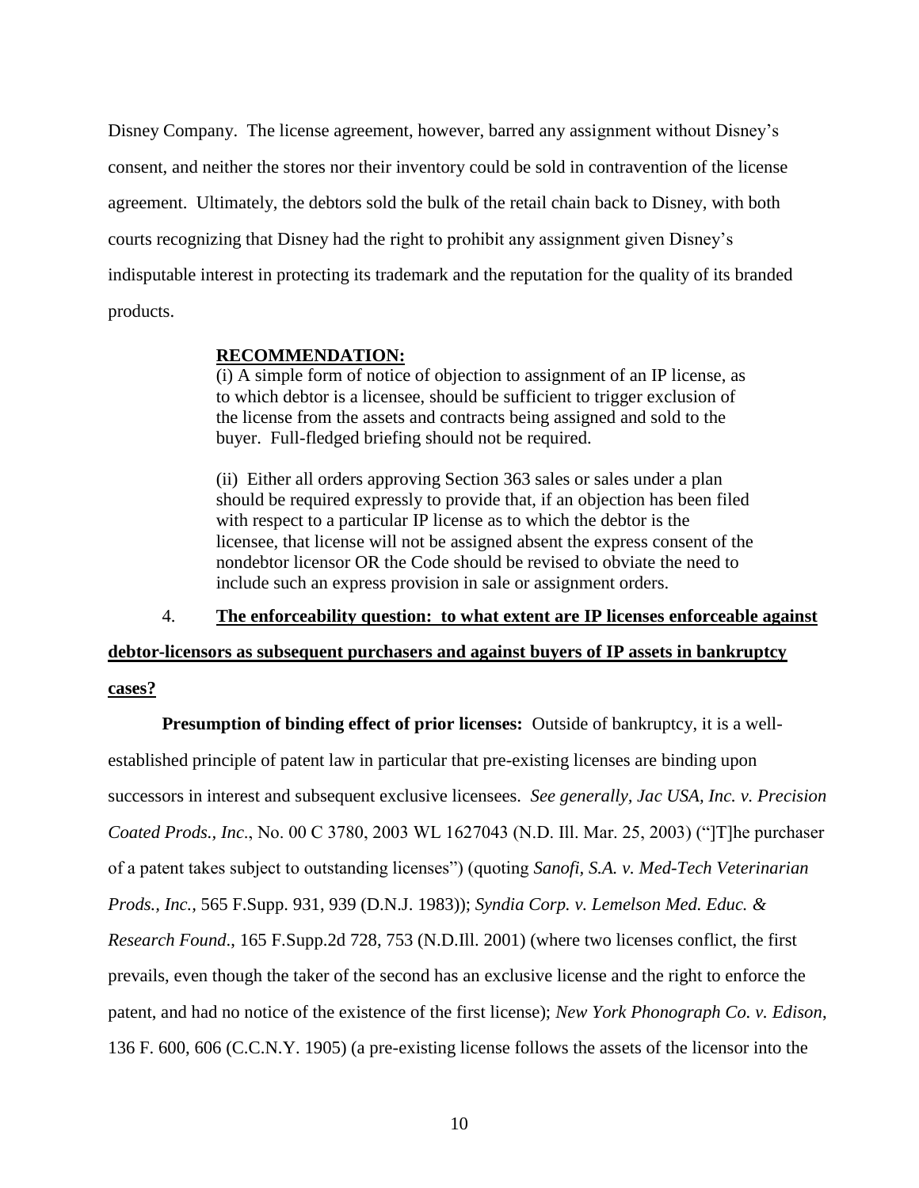Disney Company. The license agreement, however, barred any assignment without Disney's consent, and neither the stores nor their inventory could be sold in contravention of the license agreement. Ultimately, the debtors sold the bulk of the retail chain back to Disney, with both courts recognizing that Disney had the right to prohibit any assignment given Disney's indisputable interest in protecting its trademark and the reputation for the quality of its branded products.

> **RECOMMENDATION:**
>
> (i) A simple form of notice of objection to assignment of an IP license, as to which debtor is a licensee, should be sufficient to trigger exclusion of the license from the assets and contracts being assigned and sold to the buyer. Full-fledged briefing should not be required.
>
> (ii) Either all orders approving Section 363 sales or sales under a plan should be required expressly to provide that, if an objection has been filed with respect to a particular IP license as to which the debtor is the licensee, that license will not be assigned absent the express consent of the nondebtor licensor OR the Code should be revised to obviate the need to include such an express provision in sale or assignment orders.

4. **The enforceability question: to what extent are IP licenses enforceable against debtor-licensors as subsequent purchasers and against buyers of IP assets in bankruptcy cases?**

**Presumption of binding effect of prior licenses:** Outside of bankruptcy, it is a well-established principle of patent law in particular that pre-existing licenses are binding upon successors in interest and subsequent exclusive licensees. *See generally, Jac USA, Inc. v. Precision Coated Prods., Inc*., No. 00 C 3780, 2003 WL 1627043 (N.D. Ill. Mar. 25, 2003) ("]T]he purchaser of a patent takes subject to outstanding licenses") (quoting *Sanofi, S.A. v. Med-Tech Veterinarian Prods., Inc.,* 565 F.Supp. 931, 939 (D.N.J. 1983)); *Syndia Corp. v. Lemelson Med. Educ. & Research Found*., 165 F.Supp.2d 728, 753 (N.D.Ill. 2001) (where two licenses conflict, the first prevails, even though the taker of the second has an exclusive license and the right to enforce the patent, and had no notice of the existence of the first license); *New York Phonograph Co. v. Edison*, 136 F. 600, 606 (C.C.N.Y. 1905) (a pre-existing license follows the assets of the licensor into the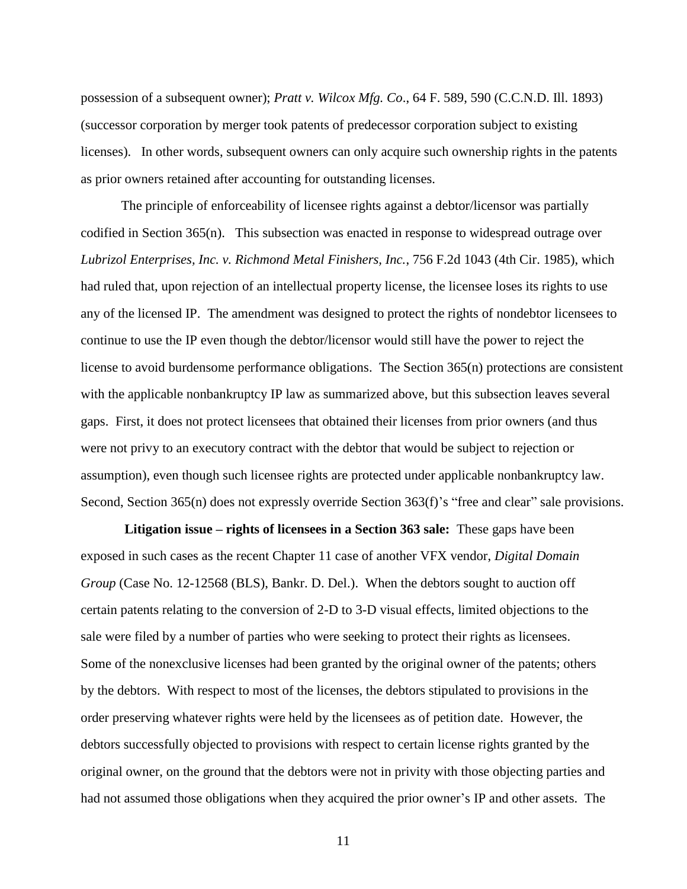possession of a subsequent owner); *Pratt v. Wilcox Mfg. Co*., 64 F. 589, 590 (C.C.N.D. Ill. 1893) (successor corporation by merger took patents of predecessor corporation subject to existing licenses). In other words, subsequent owners can only acquire such ownership rights in the patents as prior owners retained after accounting for outstanding licenses.

The principle of enforceability of licensee rights against a debtor/licensor was partially codified in Section 365(n). This subsection was enacted in response to widespread outrage over *Lubrizol Enterprises, Inc. v. Richmond Metal Finishers, Inc.*, 756 F.2d 1043 (4th Cir. 1985), which had ruled that, upon rejection of an intellectual property license, the licensee loses its rights to use any of the licensed IP. The amendment was designed to protect the rights of nondebtor licensees to continue to use the IP even though the debtor/licensor would still have the power to reject the license to avoid burdensome performance obligations. The Section 365(n) protections are consistent with the applicable nonbankruptcy IP law as summarized above, but this subsection leaves several gaps. First, it does not protect licensees that obtained their licenses from prior owners (and thus were not privy to an executory contract with the debtor that would be subject to rejection or assumption), even though such licensee rights are protected under applicable nonbankruptcy law. Second, Section 365(n) does not expressly override Section 363(f)'s "free and clear" sale provisions.

**Litigation issue – rights of licensees in a Section 363 sale:** These gaps have been exposed in such cases as the recent Chapter 11 case of another VFX vendor, *Digital Domain Group* (Case No. 12-12568 (BLS), Bankr. D. Del.). When the debtors sought to auction off certain patents relating to the conversion of 2-D to 3-D visual effects, limited objections to the sale were filed by a number of parties who were seeking to protect their rights as licensees. Some of the nonexclusive licenses had been granted by the original owner of the patents; others by the debtors. With respect to most of the licenses, the debtors stipulated to provisions in the order preserving whatever rights were held by the licensees as of petition date. However, the debtors successfully objected to provisions with respect to certain license rights granted by the original owner, on the ground that the debtors were not in privity with those objecting parties and had not assumed those obligations when they acquired the prior owner's IP and other assets. The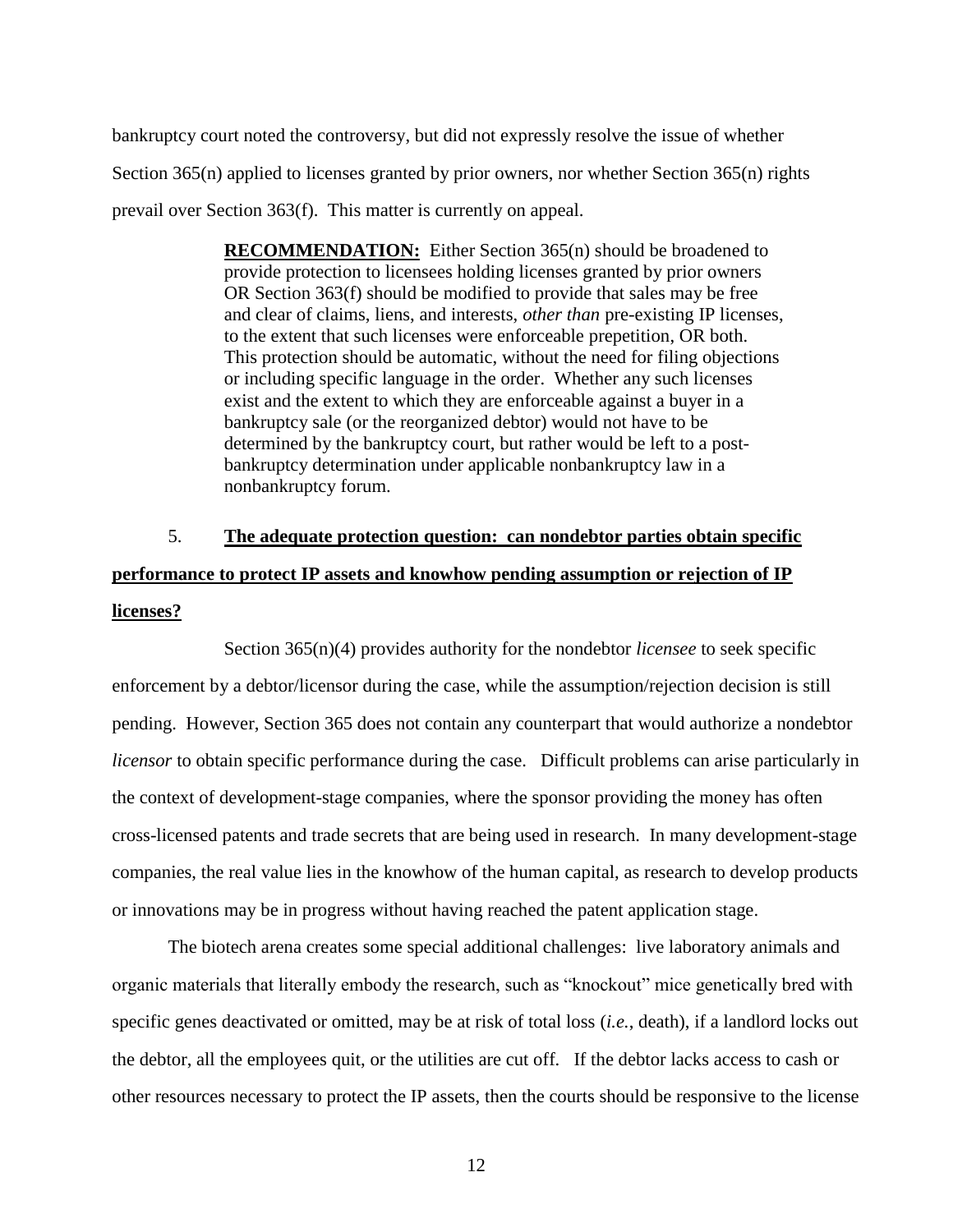bankruptcy court noted the controversy, but did not expressly resolve the issue of whether Section 365(n) applied to licenses granted by prior owners, nor whether Section 365(n) rights prevail over Section 363(f). This matter is currently on appeal.

> **RECOMMENDATION:** Either Section 365(n) should be broadened to provide protection to licensees holding licenses granted by prior owners OR Section 363(f) should be modified to provide that sales may be free and clear of claims, liens, and interests, *other than* pre-existing IP licenses, to the extent that such licenses were enforceable prepetition, OR both. This protection should be automatic, without the need for filing objections or including specific language in the order. Whether any such licenses exist and the extent to which they are enforceable against a buyer in a bankruptcy sale (or the reorganized debtor) would not have to be determined by the bankruptcy court, but rather would be left to a post-bankruptcy determination under applicable nonbankruptcy law in a nonbankruptcy forum.

5. **The adequate protection question: can nondebtor parties obtain specific performance to protect IP assets and knowhow pending assumption or rejection of IP licenses?**

Section 365(n)(4) provides authority for the nondebtor *licensee* to seek specific enforcement by a debtor/licensor during the case, while the assumption/rejection decision is still pending. However, Section 365 does not contain any counterpart that would authorize a nondebtor *licensor* to obtain specific performance during the case. Difficult problems can arise particularly in the context of development-stage companies, where the sponsor providing the money has often cross-licensed patents and trade secrets that are being used in research. In many development-stage companies, the real value lies in the knowhow of the human capital, as research to develop products or innovations may be in progress without having reached the patent application stage.

The biotech arena creates some special additional challenges: live laboratory animals and organic materials that literally embody the research, such as "knockout" mice genetically bred with specific genes deactivated or omitted, may be at risk of total loss (*i.e.*, death), if a landlord locks out the debtor, all the employees quit, or the utilities are cut off. If the debtor lacks access to cash or other resources necessary to protect the IP assets, then the courts should be responsive to the license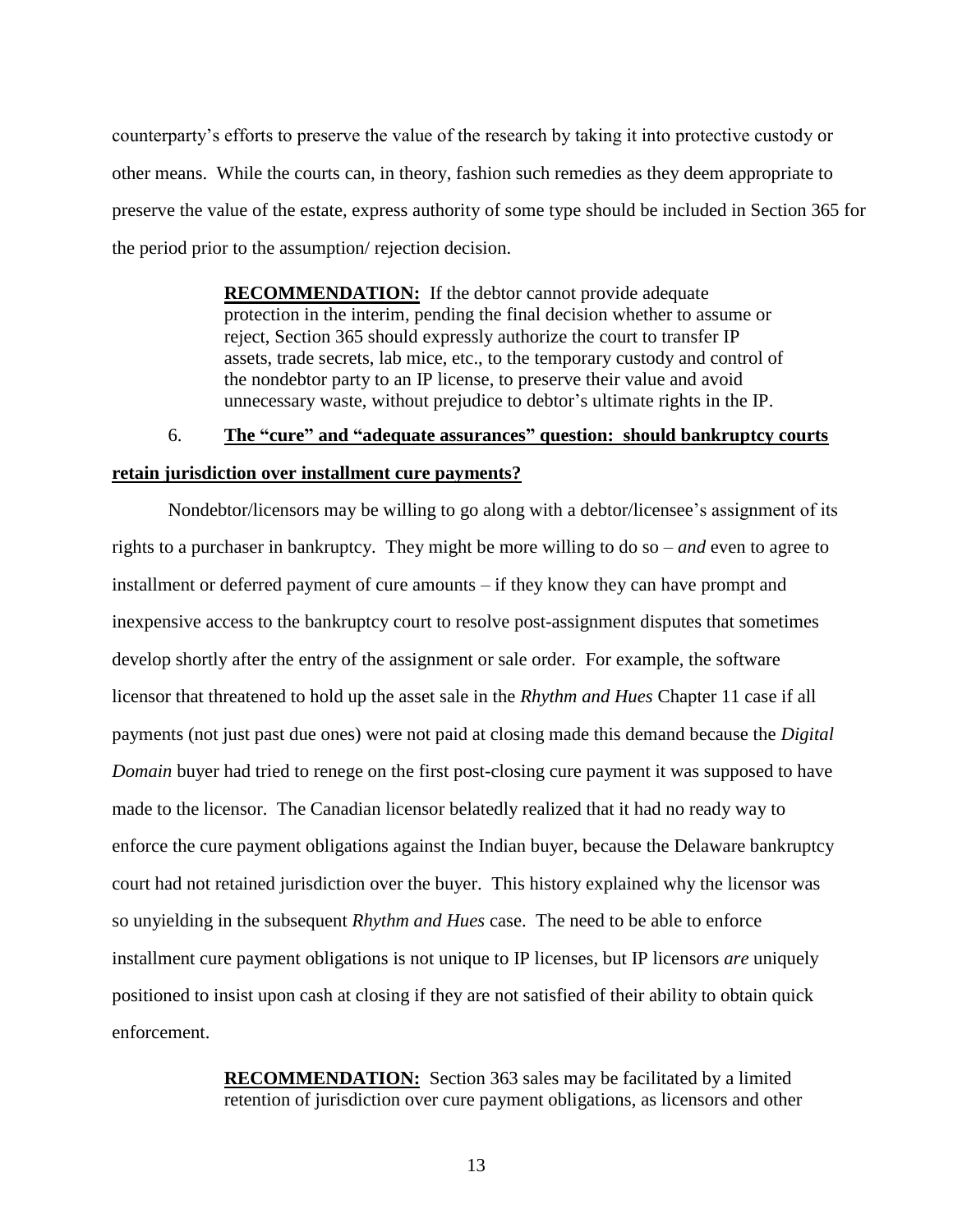counterparty's efforts to preserve the value of the research by taking it into protective custody or other means. While the courts can, in theory, fashion such remedies as they deem appropriate to preserve the value of the estate, express authority of some type should be included in Section 365 for the period prior to the assumption/ rejection decision.

> **RECOMMENDATION:** If the debtor cannot provide adequate protection in the interim, pending the final decision whether to assume or reject, Section 365 should expressly authorize the court to transfer IP assets, trade secrets, lab mice, etc., to the temporary custody and control of the nondebtor party to an IP license, to preserve their value and avoid unnecessary waste, without prejudice to debtor's ultimate rights in the IP.

6. **The "cure" and "adequate assurances" question: should bankruptcy courts retain jurisdiction over installment cure payments?**

Nondebtor/licensors may be willing to go along with a debtor/licensee's assignment of its rights to a purchaser in bankruptcy. They might be more willing to do so – *and* even to agree to installment or deferred payment of cure amounts – if they know they can have prompt and inexpensive access to the bankruptcy court to resolve post-assignment disputes that sometimes develop shortly after the entry of the assignment or sale order. For example, the software licensor that threatened to hold up the asset sale in the *Rhythm and Hues* Chapter 11 case if all payments (not just past due ones) were not paid at closing made this demand because the *Digital Domain* buyer had tried to renege on the first post-closing cure payment it was supposed to have made to the licensor. The Canadian licensor belatedly realized that it had no ready way to enforce the cure payment obligations against the Indian buyer, because the Delaware bankruptcy court had not retained jurisdiction over the buyer. This history explained why the licensor was so unyielding in the subsequent *Rhythm and Hues* case. The need to be able to enforce installment cure payment obligations is not unique to IP licenses, but IP licensors *are* uniquely positioned to insist upon cash at closing if they are not satisfied of their ability to obtain quick enforcement.

> **RECOMMENDATION:** Section 363 sales may be facilitated by a limited retention of jurisdiction over cure payment obligations, as licensors and other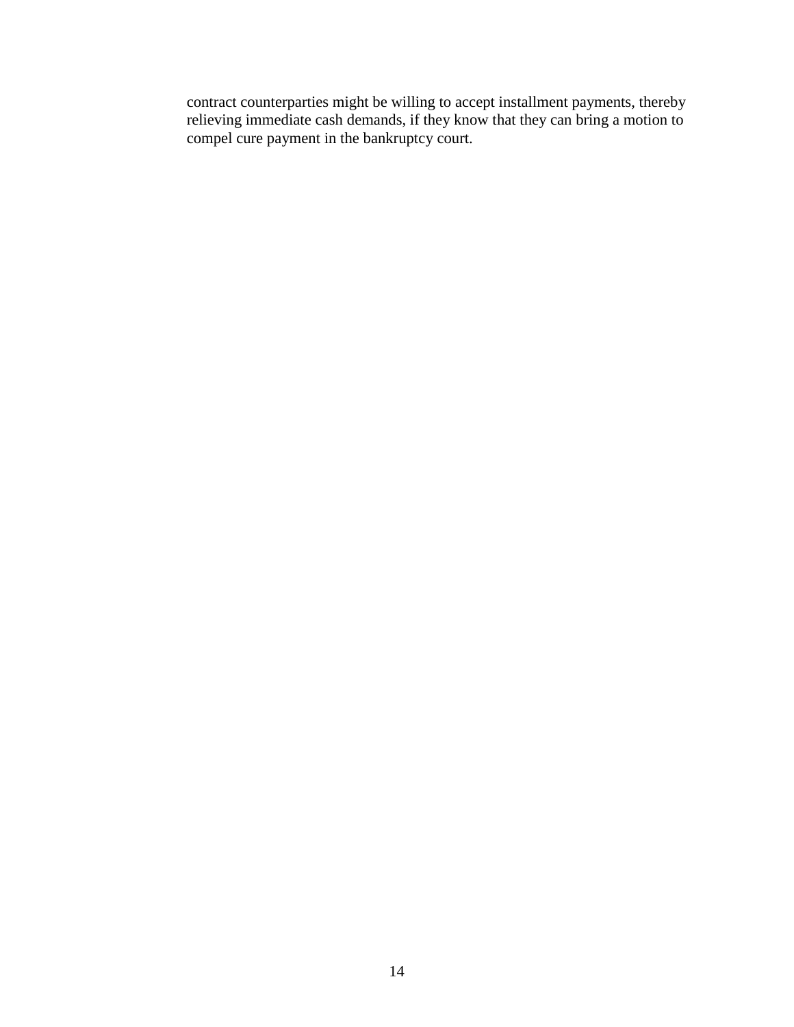contract counterparties might be willing to accept installment payments, thereby relieving immediate cash demands, if they know that they can bring a motion to compel cure payment in the bankruptcy court.